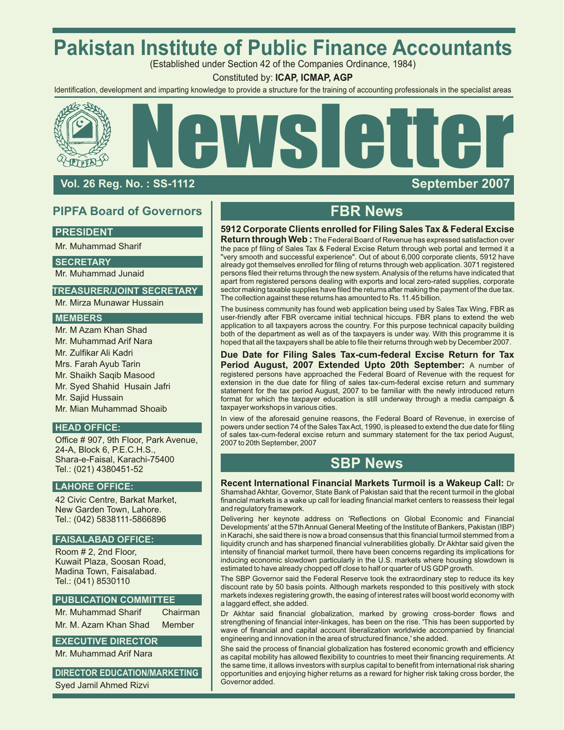# Pakistan Institute of Public Finance Accountants

(Established under Section 42 of the Companies Ordinance, 1984)

Constituted by: **ICAP, ICMAP, AGP**

Identification, development and imparting knowledge to provide a structure for the training of accounting professionals in the specialist areas

# Newsletter

**Vol. 26 Reg. No. : SS-1112** **September 2007**

## PIPFA Board of Governors

**PRESIDENT**

Mr. Muhammad Sharif

**SECRETARY**

Mr. Muhammad Junaid

**TREASURER/JOINT SECRETARY**

Mr. Mirza Munawar Hussain

**MEMBERS**

Mr. M Azam Khan Shad
Mr. Muhammad Arif Nara
Mr. Zulfikar Ali Kadri
Mrs. Farah Ayub Tarin
Mr. Shaikh Saqib Masood
Mr. Syed Shahid Husain Jafri
Mr. Sajid Hussain
Mr. Mian Muhammad Shoaib

**HEAD OFFICE:**

Office # 907, 9th Floor, Park Avenue, 24-A, Block 6, P.E.C.H.S., Shara-e-Faisal, Karachi-75400
Tel.: (021) 4380451-52

**LAHORE OFFICE:**

42 Civic Centre, Barkat Market, New Garden Town, Lahore.
Tel.: (042) 5838111-5866896

**FAISALABAD OFFICE:**

Room # 2, 2nd Floor, Kuwait Plaza, Soosan Road, Madina Town, Faisalabad.
Tel.: (041) 8530110

**PUBLICATION COMMITTEE**

Mr. Muhammad Sharif — Chairman
Mr. M. Azam Khan Shad — Member

**EXECUTIVE DIRECTOR**

Mr. Muhammad Arif Nara

**DIRECTOR EDUCATION/MARKETING**

Syed Jamil Ahmed Rizvi

## FBR News

**5912 Corporate Clients enrolled for Filing Sales Tax & Federal Excise Return through Web :** The Federal Board of Revenue has expressed satisfaction over the pace pf filing of Sales Tax & Federal Excise Return through web portal and termed it a "very smooth and successful experience". Out of about 6,000 corporate clients, 5912 have already got themselves enrolled for filing of returns through web application. 3071 registered persons filed their returns through the new system. Analysis of the returns have indicated that apart from registered persons dealing with exports and local zero-rated supplies, corporate sector making taxable supplies have filed the returns after making the payment of the due tax. The collection against these returns has amounted to Rs. 11.45 billion.

The business community has found web application being used by Sales Tax Wing, FBR as user-friendly after FBR overcame initial technical hiccups. FBR plans to extend the web application to all taxpayers across the country. For this purpose technical capacity building both of the department as well as of the taxpayers is under way. With this programme it is hoped that all the taxpayers shall be able to file their returns through web by December 2007.

**Due Date for Filing Sales Tax-cum-federal Excise Return for Tax Period August, 2007 Extended Upto 20th September:** A number of registered persons have approached the Federal Board of Revenue with the request for extension in the due date for filing of sales tax-cum-federal excise return and summary statement for the tax period August, 2007 to be familiar with the newly introduced return format for which the taxpayer education is still underway through a media campaign & taxpayer workshops in various cities.

In view of the aforesaid genuine reasons, the Federal Board of Revenue, in exercise of powers under section 74 of the Sales Tax Act, 1990, is pleased to extend the due date for filing of sales tax-cum-federal excise return and summary statement for the tax period August, 2007 to 20th September, 2007

## SBP News

**Recent International Financial Markets Turmoil is a Wakeup Call:** Dr Shamshad Akhtar, Governor, State Bank of Pakistan said that the recent turmoil in the global financial markets is a wake up call for leading financial market centers to reassess their legal and regulatory framework.

Delivering her keynote address on 'Reflections on Global Economic and Financial Developments' at the 57th Annual General Meeting of the Institute of Bankers, Pakistan (IBP) in Karachi, she said there is now a broad consensus that this financial turmoil stemmed from a liquidity crunch and has sharpened financial vulnerabilities globally. Dr Akhtar said given the intensity of financial market turmoil, there have been concerns regarding its implications for inducing economic slowdown particularly in the U.S. markets where housing slowdown is estimated to have already chopped off close to half or quarter of US GDP growth.

The SBP Governor said the Federal Reserve took the extraordinary step to reduce its key discount rate by 50 basis points. Although markets responded to this positively with stock markets indexes registering growth, the easing of interest rates will boost world economy with a laggard effect, she added.

Dr Akhtar said financial globalization, marked by growing cross-border flows and strengthening of financial inter-linkages, has been on the rise. 'This has been supported by wave of financial and capital account liberalization worldwide accompanied by financial engineering and innovation in the area of structured finance,' she added.

She said the process of financial globalization has fostered economic growth and efficiency as capital mobility has allowed flexibility to countries to meet their financing requirements. At the same time, it allows investors with surplus capital to benefit from international risk sharing opportunities and enjoying higher returns as a reward for higher risk taking cross border, the Governor added.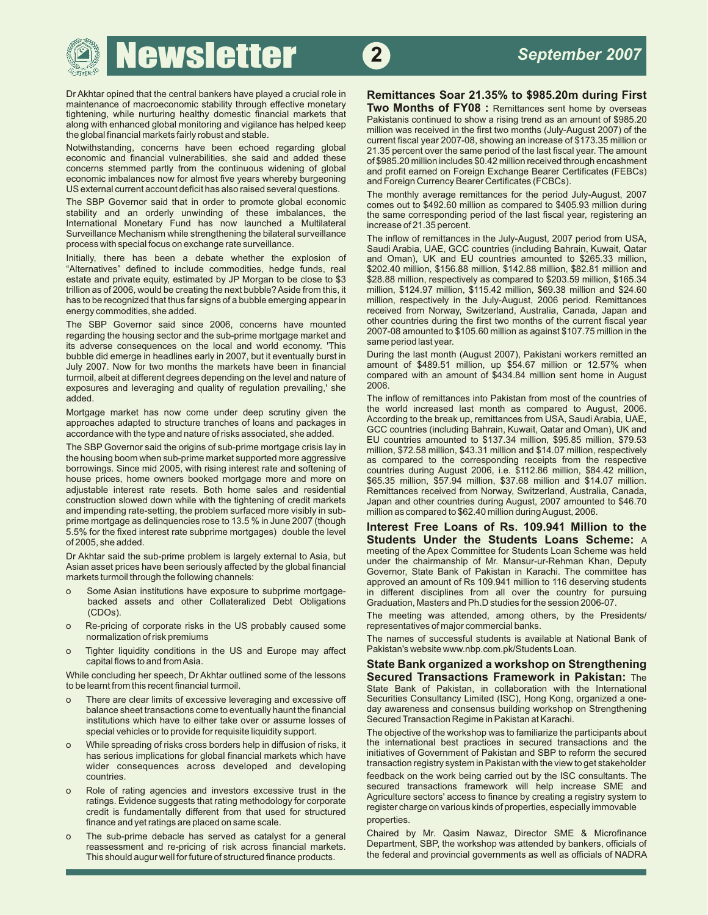Dr Akhtar opined that the central bankers have played a crucial role in maintenance of macroeconomic stability through effective monetary tightening, while nurturing healthy domestic financial markets that along with enhanced global monitoring and vigilance has helped keep the global financial markets fairly robust and stable.

Notwithstanding, concerns have been echoed regarding global economic and financial vulnerabilities, she said and added these concerns stemmed partly from the continuous widening of global economic imbalances now for almost five years whereby burgeoning US external current account deficit has also raised several questions.

The SBP Governor said that in order to promote global economic stability and an orderly unwinding of these imbalances, the International Monetary Fund has now launched a Multilateral Surveillance Mechanism while strengthening the bilateral surveillance process with special focus on exchange rate surveillance.

Initially, there has been a debate whether the explosion of "Alternatives" defined to include commodities, hedge funds, real estate and private equity, estimated by JP Morgan to be close to $3 trillion as of 2006, would be creating the next bubble? Aside from this, it has to be recognized that thus far signs of a bubble emerging appear in energy commodities, she added.

The SBP Governor said since 2006, concerns have mounted regarding the housing sector and the sub-prime mortgage market and its adverse consequences on the local and world economy. 'This bubble did emerge in headlines early in 2007, but it eventually burst in July 2007. Now for two months the markets have been in financial turmoil, albeit at different degrees depending on the level and nature of exposures and leveraging and quality of regulation prevailing,' she added.

Mortgage market has now come under deep scrutiny given the approaches adapted to structure tranches of loans and packages in accordance with the type and nature of risks associated, she added.

The SBP Governor said the origins of sub-prime mortgage crisis lay in the housing boom when sub-prime market supported more aggressive borrowings. Since mid 2005, with rising interest rate and softening of house prices, home owners booked mortgage more and more on adjustable interest rate resets. Both home sales and residential construction slowed down while with the tightening of credit markets and impending rate-setting, the problem surfaced more visibly in sub-prime mortgage as delinquencies rose to 13.5 % in June 2007 (though 5.5% for the fixed interest rate subprime mortgages) double the level of 2005, she added.

Dr Akhtar said the sub-prime problem is largely external to Asia, but Asian asset prices have been seriously affected by the global financial markets turmoil through the following channels:

- Some Asian institutions have exposure to subprime mortgage-backed assets and other Collateralized Debt Obligations (CDOs).
- Re-pricing of corporate risks in the US probably caused some normalization of risk premiums
- Tighter liquidity conditions in the US and Europe may affect capital flows to and from Asia.

While concluding her speech, Dr Akhtar outlined some of the lessons to be learnt from this recent financial turmoil.

- There are clear limits of excessive leveraging and excessive off balance sheet transactions come to eventually haunt the financial institutions which have to either take over or assume losses of special vehicles or to provide for requisite liquidity support.
- While spreading of risks cross borders help in diffusion of risks, it has serious implications for global financial markets which have wider consequences across developed and developing countries.
- Role of rating agencies and investors excessive trust in the ratings. Evidence suggests that rating methodology for corporate credit is fundamentally different from that used for structured finance and yet ratings are placed on same scale.
- The sub-prime debacle has served as catalyst for a general reassessment and re-pricing of risk across financial markets. This should augur well for future of structured finance products.

**Remittances Soar 21.35% to $985.20m during First Two Months of FY08 :** Remittances sent home by overseas Pakistanis continued to show a rising trend as an amount of $985.20 million was received in the first two months (July-August 2007) of the current fiscal year 2007-08, showing an increase of $173.35 million or 21.35 percent over the same period of the last fiscal year. The amount of $985.20 million includes $0.42 million received through encashment and profit earned on Foreign Exchange Bearer Certificates (FEBCs) and Foreign Currency Bearer Certificates (FCBCs).

The monthly average remittances for the period July-August, 2007 comes out to $492.60 million as compared to $405.93 million during the same corresponding period of the last fiscal year, registering an increase of 21.35 percent.

The inflow of remittances in the July-August, 2007 period from USA, Saudi Arabia, UAE, GCC countries (including Bahrain, Kuwait, Qatar and Oman), UK and EU countries amounted to $265.33 million, $202.40 million, $156.88 million, $142.88 million, $82.81 million and $28.88 million, respectively as compared to $203.59 million, $165.34 million, $124.97 million, $115.42 million, $69.38 million and $24.60 million, respectively in the July-August, 2006 period. Remittances received from Norway, Switzerland, Australia, Canada, Japan and other countries during the first two months of the current fiscal year 2007-08 amounted to $105.60 million as against $107.75 million in the same period last year.

During the last month (August 2007), Pakistani workers remitted an amount of $489.51 million, up $54.67 million or 12.57% when compared with an amount of $434.84 million sent home in August 2006.

The inflow of remittances into Pakistan from most of the countries of the world increased last month as compared to August, 2006. According to the break up, remittances from USA, Saudi Arabia, UAE, GCC countries (including Bahrain, Kuwait, Qatar and Oman), UK and EU countries amounted to $137.34 million, $95.85 million, $79.53 million, $72.58 million, $43.31 million and $14.07 million, respectively as compared to the corresponding receipts from the respective countries during August 2006, i.e. $112.86 million, $84.42 million, $65.35 million, $57.94 million, $37.68 million and $14.07 million. Remittances received from Norway, Switzerland, Australia, Canada, Japan and other countries during August, 2007 amounted to $46.70 million as compared to $62.40 million during August, 2006.

**Interest Free Loans of Rs. 109.941 Million to the Students Under the Students Loans Scheme:** A meeting of the Apex Committee for Students Loan Scheme was held under the chairmanship of Mr. Mansur-ur-Rehman Khan, Deputy Governor, State Bank of Pakistan in Karachi. The committee has approved an amount of Rs 109.941 million to 116 deserving students in different disciplines from all over the country for pursuing Graduation, Masters and Ph.D studies for the session 2006-07.

The meeting was attended, among others, by the Presidents/ representatives of major commercial banks.

The names of successful students is available at National Bank of Pakistan's website www.nbp.com.pk/Students Loan.

**State Bank organized a workshop on Strengthening Secured Transactions Framework in Pakistan:** The State Bank of Pakistan, in collaboration with the International Securities Consultancy Limited (ISC), Hong Kong, organized a one-day awareness and consensus building workshop on Strengthening Secured Transaction Regime in Pakistan at Karachi.

The objective of the workshop was to familiarize the participants about the international best practices in secured transactions and the initiatives of Government of Pakistan and SBP to reform the secured transaction registry system in Pakistan with the view to get stakeholder feedback on the work being carried out by the ISC consultants. The secured transactions framework will help increase SME and Agriculture sectors' access to finance by creating a registry system to register charge on various kinds of properties, especially immovable properties.

Chaired by Mr. Qasim Nawaz, Director SME & Microfinance Department, SBP, the workshop was attended by bankers, officials of the federal and provincial governments as well as officials of NADRA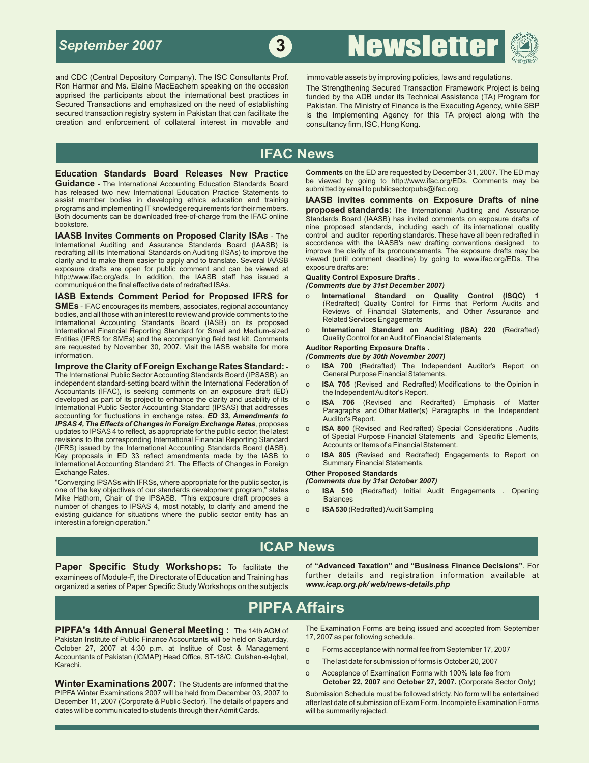and CDC (Central Depository Company). The ISC Consultants Prof. Ron Harmer and Ms. Elaine MacEachern speaking on the occasion apprised the participants about the international best practices in Secured Transactions and emphasized on the need of establishing secured transaction registry system in Pakistan that can facilitate the creation and enforcement of collateral interest in movable and immovable assets by improving policies, laws and regulations.

The Strengthening Secured Transaction Framework Project is being funded by the ADB under its Technical Assistance (TA) Program for Pakistan. The Ministry of Finance is the Executing Agency, while SBP is the Implementing Agency for this TA project along with the consultancy firm, ISC, Hong Kong.

## IFAC News

**Education Standards Board Releases New Practice Guidance** - The International Accounting Education Standards Board has released two new International Education Practice Statements to assist member bodies in developing ethics education and training programs and implementing IT knowledge requirements for their members. Both documents can be downloaded free-of-charge from the IFAC online bookstore.

**IAASB Invites Comments on Proposed Clarity ISAs** - The International Auditing and Assurance Standards Board (IAASB) is redrafting all its International Standards on Auditing (ISAs) to improve the clarity and to make them easier to apply and to translate. Several IAASB exposure drafts are open for public comment and can be viewed at http://www.ifac.org/eds. In addition, the IAASB staff has issued a communiqué on the final effective date of redrafted ISAs.

**IASB Extends Comment Period for Proposed IFRS for SMEs** - IFAC encourages its members, associates, regional accountancy bodies, and all those with an interest to review and provide comments to the International Accounting Standards Board (IASB) on its proposed International Financial Reporting Standard for Small and Medium-sized Entities (IFRS for SMEs) and the accompanying field test kit. Comments are requested by November 30, 2007. Visit the IASB website for more information.

**Improve the Clarity of Foreign Exchange Rates Standard:** - The International Public Sector Accounting Standards Board (IPSASB), an independent standard-setting board within the International Federation of Accountants (IFAC), is seeking comments on an exposure draft (ED) developed as part of its project to enhance the clarity and usability of its International Public Sector Accounting Standard (IPSAS) that addresses accounting for fluctuations in exchange rates. ***ED 33, Amendments to IPSAS 4, The Effects of Changes in Foreign Exchange Rates***, proposes updates to IPSAS 4 to reflect, as appropriate for the public sector, the latest revisions to the corresponding International Financial Reporting Standard (IFRS) issued by the International Accounting Standards Board (IASB). Key proposals in ED 33 reflect amendments made by the IASB to International Accounting Standard 21, The Effects of Changes in Foreign Exchange Rates.

"Converging IPSASs with IFRSs, where appropriate for the public sector, is one of the key objectives of our standards development program," states Mike Hathorn, Chair of the IPSASB. "This exposure draft proposes a number of changes to IPSAS 4, most notably, to clarify and amend the existing guidance for situations where the public sector entity has an interest in a foreign operation."

**Comments** on the ED are requested by December 31, 2007. The ED may be viewed by going to http://www.ifac.org/EDs. Comments may be submitted by email to publicsectorpubs@ifac.org.

**IAASB invites comments on Exposure Drafts of nine proposed standards:** The International Auditing and Assurance Standards Board (IAASB) has invited comments on exposure drafts of nine proposed standards, including each of its international quality control and auditor reporting standards. These have all been redrafted in accordance with the IAASB's new drafting conventions designed to improve the clarity of its pronouncements. The exposure drafts may be viewed (until comment deadline) by going to www.ifac.org/EDs. The exposure drafts are:

**Quality Control Exposure Drafts .**
***(Comments due by 31st December 2007)***

- **International Standard on Quality Control (ISQC) 1** (Redrafted) Quality Control for Firms that Perform Audits and Reviews of Financial Statements, and Other Assurance and Related Services Engagements
- **International Standard on Auditing (ISA) 220** (Redrafted) Quality Control for an Audit of Financial Statements

**Auditor Reporting Exposure Drafts .**
***(Comments due by 30th November 2007)***

- **ISA 700** (Redrafted) The Independent Auditor's Report on General Purpose Financial Statements.
- **ISA 705** (Revised and Redrafted) Modifications to the Opinion in the Independent Auditor's Report.
- **ISA 706** (Revised and Redrafted) Emphasis of Matter Paragraphs and Other Matter(s) Paragraphs in the Independent Auditor's Report.
- **ISA 800** (Revised and Redrafted) Special Considerations . Audits of Special Purpose Financial Statements and Specific Elements, Accounts or Items of a Financial Statement.
- **ISA 805** (Revised and Redrafted) Engagements to Report on Summary Financial Statements.

**Other Proposed Standards**
***(Comments due by 31st October 2007)***

- **ISA 510** (Redrafted) Initial Audit Engagements . Opening Balances
- **ISA 530** (Redrafted) Audit Sampling

## ICAP News

**Paper Specific Study Workshops:** To facilitate the examinees of Module-F, the Directorate of Education and Training has organized a series of Paper Specific Study Workshops on the subjects of **"Advanced Taxation" and "Business Finance Decisions"**. For further details and registration information available at ***www.icap.org.pk/ web/news-details.php***

## PIPFA Affairs

**PIPFA's 14th Annual General Meeting :** The 14th AGM of Pakistan Institute of Public Finance Accountants will be held on Saturday, October 27, 2007 at 4:30 p.m. at Institue of Cost & Management Accountants of Pakistan (ICMAP) Head Office, ST-18/C, Gulshan-e-Iqbal, Karachi.

**Winter Examinations 2007:** The Students are informed that the PIPFA Winter Examinations 2007 will be held from December 03, 2007 to December 11, 2007 (Corporate & Public Sector). The details of papers and dates will be communicated to students through their Admit Cards.

The Examination Forms are being issued and accepted from September 17, 2007 as per following schedule.

- Forms acceptance with normal fee from September 17, 2007
- The last date for submission of forms is October 20, 2007
- Acceptance of Examination Forms with 100% late fee from **October 22, 2007** and **October 27, 2007.** (Corporate Sector Only)

Submission Schedule must be followed strictly. No form will be entertained after last date of submission of Exam Form. Incomplete Examination Forms will be summarily rejected.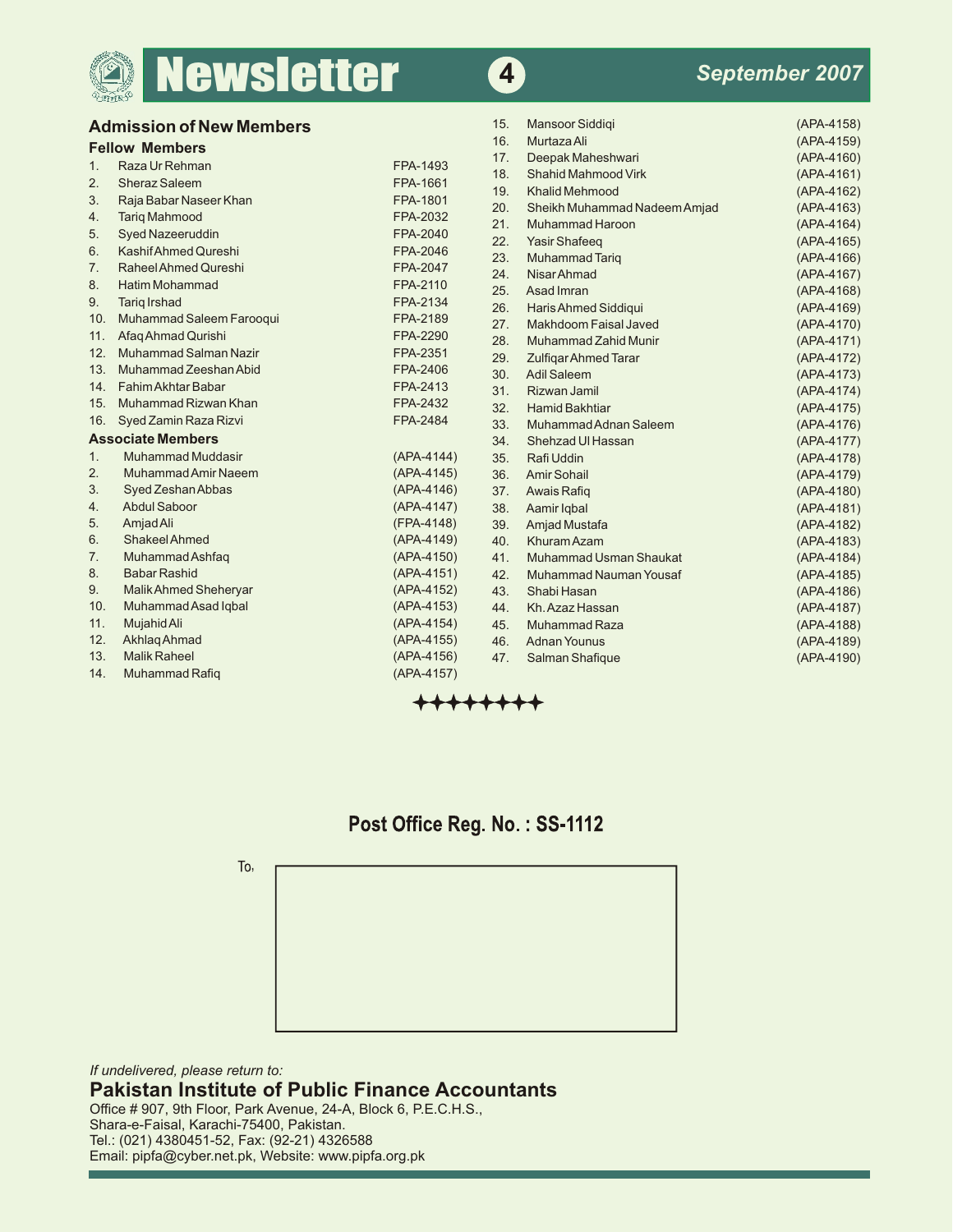## Admission of New Members

### Fellow Members

| | | |
|---|---|---|
| 1. | Raza Ur Rehman | FPA-1493 |
| 2. | Sheraz Saleem | FPA-1661 |
| 3. | Raja Babar Naseer Khan | FPA-1801 |
| 4. | Tariq Mahmood | FPA-2032 |
| 5. | Syed Nazeeruddin | FPA-2040 |
| 6. | Kashif Ahmed Qureshi | FPA-2046 |
| 7. | Raheel Ahmed Qureshi | FPA-2047 |
| 8. | Hatim Mohammad | FPA-2110 |
| 9. | Tariq Irshad | FPA-2134 |
| 10. | Muhammad Saleem Farooqui | FPA-2189 |
| 11. | Afaq Ahmad Qurishi | FPA-2290 |
| 12. | Muhammad Salman Nazir | FPA-2351 |
| 13. | Muhammad Zeeshan Abid | FPA-2406 |
| 14. | Fahim Akhtar Babar | FPA-2413 |
| 15. | Muhammad Rizwan Khan | FPA-2432 |
| 16. | Syed Zamin Raza Rizvi | FPA-2484 |

### Associate Members

| | | |
|---|---|---|
| 1. | Muhammad Muddasir | (APA-4144) |
| 2. | Muhammad Amir Naeem | (APA-4145) |
| 3. | Syed Zeshan Abbas | (APA-4146) |
| 4. | Abdul Saboor | (APA-4147) |
| 5. | Amjad Ali | (FPA-4148) |
| 6. | Shakeel Ahmed | (APA-4149) |
| 7. | Muhammad Ashfaq | (APA-4150) |
| 8. | Babar Rashid | (APA-4151) |
| 9. | Malik Ahmed Sheheryar | (APA-4152) |
| 10. | Muhammad Asad Iqbal | (APA-4153) |
| 11. | Mujahid Ali | (APA-4154) |
| 12. | Akhlaq Ahmad | (APA-4155) |
| 13. | Malik Raheel | (APA-4156) |
| 14. | Muhammad Rafiq | (APA-4157) |
| 15. | Mansoor Siddiqi | (APA-4158) |
| 16. | Murtaza Ali | (APA-4159) |
| 17. | Deepak Maheshwari | (APA-4160) |
| 18. | Shahid Mahmood Virk | (APA-4161) |
| 19. | Khalid Mehmood | (APA-4162) |
| 20. | Sheikh Muhammad Nadeem Amjad | (APA-4163) |
| 21. | Muhammad Haroon | (APA-4164) |
| 22. | Yasir Shafeeq | (APA-4165) |
| 23. | Muhammad Tariq | (APA-4166) |
| 24. | Nisar Ahmad | (APA-4167) |
| 25. | Asad Imran | (APA-4168) |
| 26. | Haris Ahmed Siddiqui | (APA-4169) |
| 27. | Makhdoom Faisal Javed | (APA-4170) |
| 28. | Muhammad Zahid Munir | (APA-4171) |
| 29. | Zulfiqar Ahmed Tarar | (APA-4172) |
| 30. | Adil Saleem | (APA-4173) |
| 31. | Rizwan Jamil | (APA-4174) |
| 32. | Hamid Bakhtiar | (APA-4175) |
| 33. | Muhammad Adnan Saleem | (APA-4176) |
| 34. | Shehzad Ul Hassan | (APA-4177) |
| 35. | Rafi Uddin | (APA-4178) |
| 36. | Amir Sohail | (APA-4179) |
| 37. | Awais Rafiq | (APA-4180) |
| 38. | Aamir Iqbal | (APA-4181) |
| 39. | Amjad Mustafa | (APA-4182) |
| 40. | Khuram Azam | (APA-4183) |
| 41. | Muhammad Usman Shaukat | (APA-4184) |
| 42. | Muhammad Nauman Yousaf | (APA-4185) |
| 43. | Shabi Hasan | (APA-4186) |
| 44. | Kh. Azaz Hassan | (APA-4187) |
| 45. | Muhammad Raza | (APA-4188) |
| 46. | Adnan Younus | (APA-4189) |
| 47. | Salman Shafique | (APA-4190) |

✦✦✦✦✦✦✦✦

**Post Office Reg. No. : SS-1112**

To,

*If undelivered, please return to:*

**Pakistan Institute of Public Finance Accountants**

Office # 907, 9th Floor, Park Avenue, 24-A, Block 6, P.E.C.H.S.,
Shara-e-Faisal, Karachi-75400, Pakistan.
Tel.: (021) 4380451-52, Fax: (92-21) 4326588
Email: pipfa@cyber.net.pk, Website: www.pipfa.org.pk